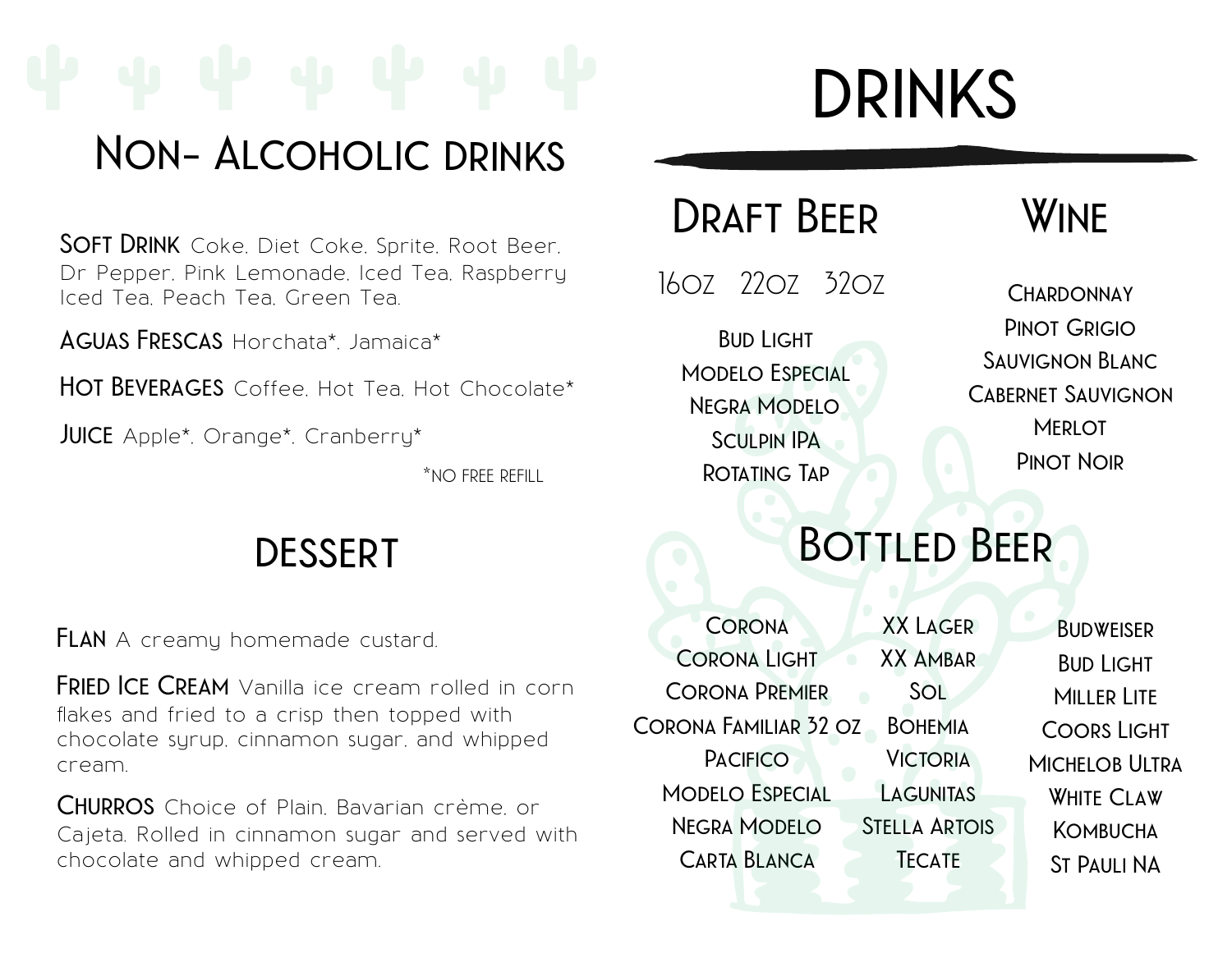# Non- Alcoholic drinks

**Soft Drink** Coke, Diet Coke, Sprite, Root Beer, Dr Pepper, Pink Lemonade, Iced Tea, Raspberry Iced Tea, Peach Tea, Green Tea.

**Aguas Frescas** Horchata*, Jamaica*

**Hot Beverages** Coffee, Hot Tea, Hot Chocolate*

**Juice** Apple*, Orange*, Cranberry*

*NO FREE REFILL

# Dessert

**Flan** A creamy homemade custard.

**Fried Ice Cream** Vanilla ice cream rolled in corn flakes and fried to a crisp then topped with chocolate syrup, cinnamon sugar, and whipped cream.

**Churros** Choice of Plain, Bavarian crème, or Cajeta. Rolled in cinnamon sugar and served with chocolate and whipped cream.

# Drinks

## Draft Beer

16oz 22oz 32oz

- Bud Light
- Modelo Especial
- Negra Modelo
- Sculpin IPA
- Rotating Tap

## Wine

- Chardonnay
- Pinot Grigio
- Sauvignon Blanc
- Cabernet Sauvignon
- Merlot
- Pinot Noir

## Bottled Beer

- Corona
- Corona Light
- Corona Premier
- Corona Familiar 32 oz
- Pacifico
- Modelo Especial
- Negra Modelo
- Carta Blanca
- XX Lager
- XX Ambar
- Sol
- Bohemia
- Victoria
- Lagunitas
- Stella Artois
- Tecate
- Budweiser
- Bud Light
- Miller Lite
- Coors Light
- Michelob Ultra
- White Claw
- Kombucha
- St Pauli NA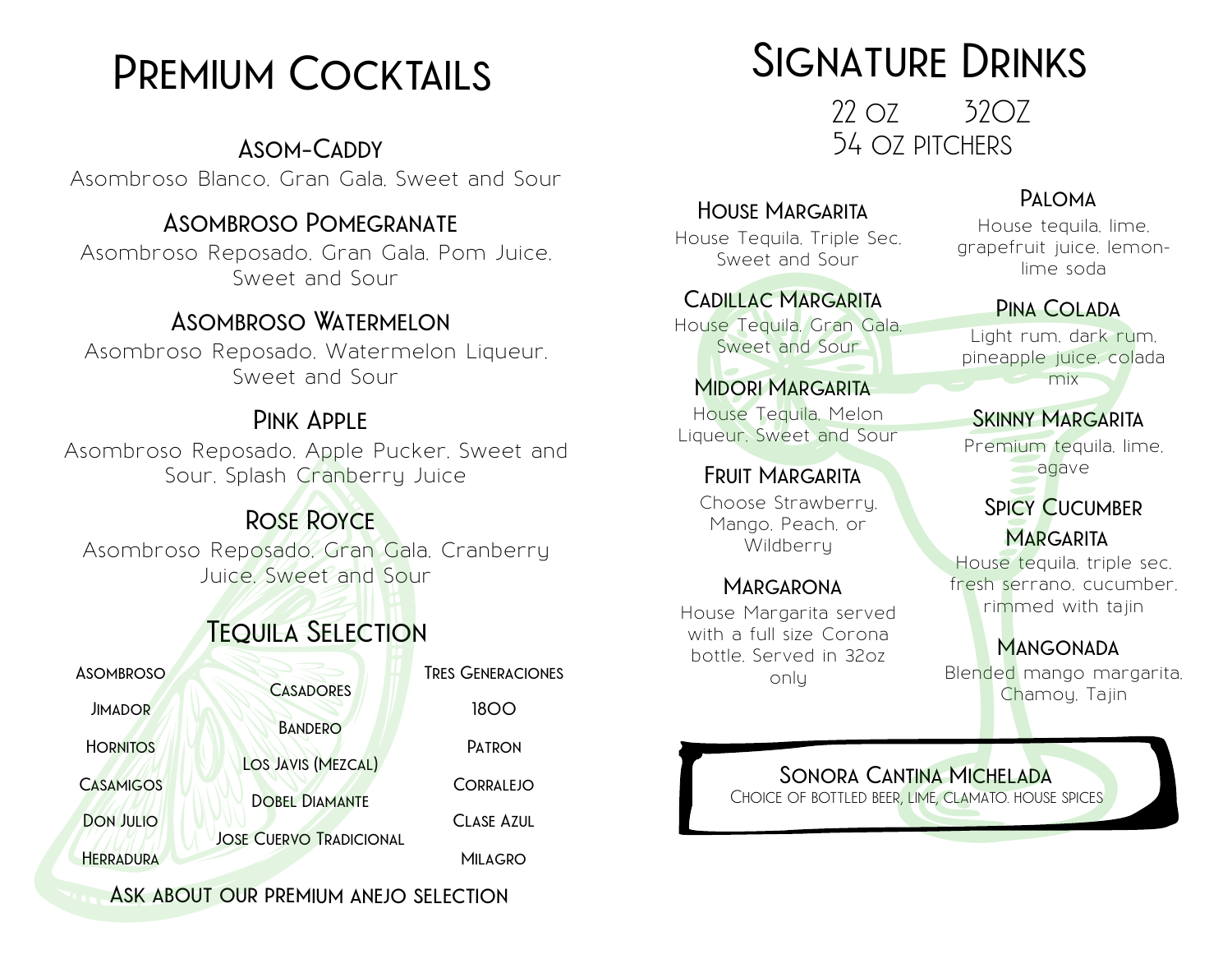# Premium Cocktails

### Asom-Caddy

Asombroso Blanco, Gran Gala, Sweet and Sour

### Asombroso Pomegranate

Asombroso Reposado, Gran Gala, Pom Juice, Sweet and Sour

### Asombroso Watermelon

Asombroso Reposado, Watermelon Liqueur, Sweet and Sour

### Pink Apple

Asombroso Reposado, Apple Pucker, Sweet and Sour, Splash Cranberry Juice

### Rose Royce

Asombroso Reposado, Gran Gala, Cranberry Juice, Sweet and Sour

## Tequila Selection

| | | |
|---|---|---|
| Asombroso | Casadores | Tres Generaciones |
| Jimador | Bandero | 1800 |
| Hornitos | Los Javis (Mezcal) | Patron |
| Casamigos | Dobel Diamante | Corralejo |
| Don Julio | Jose Cuervo Tradicional | Clase Azul |
| Herradura | | Milagro |

**Ask about our premium anejo selection**

# Signature Drinks

22 oz 32OZ
54 oz pitchers

### House Margarita

House Tequila, Triple Sec, Sweet and Sour

### Cadillac Margarita

House Tequila, Gran Gala, Sweet and Sour

### Midori Margarita

House Tequila, Melon Liqueur, Sweet and Sour

### Fruit Margarita

Choose Strawberry, Mango, Peach, or Wildberry

### Margarona

House Margarita served with a full size Corona bottle. Served in 32oz only

### Paloma

House tequila, lime, grapefruit juice, lemon-lime soda

### Pina Colada

Light rum, dark rum, pineapple juice, colada mix

### Skinny Margarita

Premium tequila, lime, agave

### Spicy Cucumber Margarita

House tequila, triple sec, fresh serrano, cucumber, rimmed with tajin

### Mangonada

Blended mango margarita, Chamoy, Tajin

### Sonora Cantina Michelada

Choice of bottled beer, lime, clamato, house spices